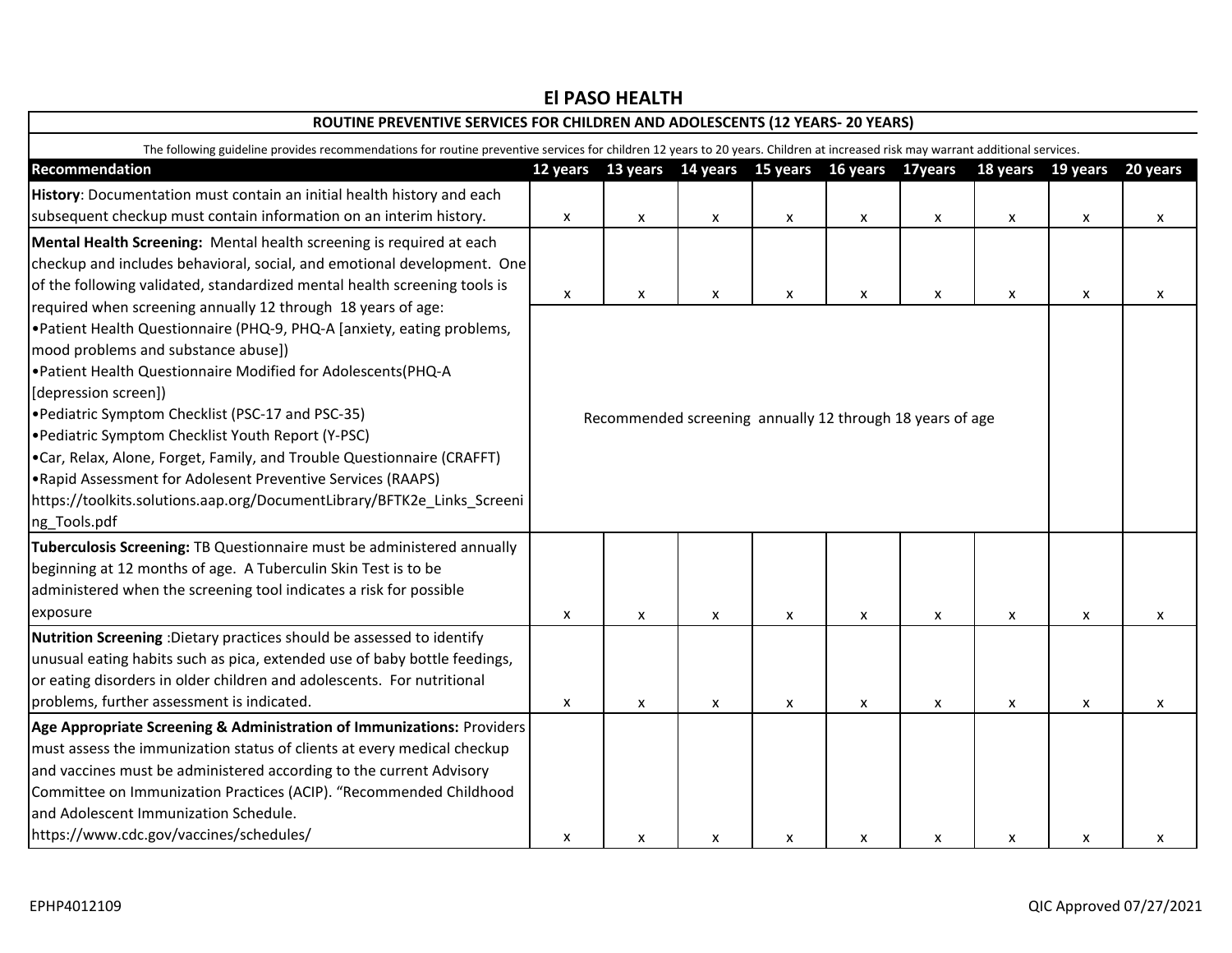# El PASO HEALTH

## ROUTINE PREVENTIVE SERVICES FOR CHILDREN AND ADOLESCENTS (12 YEARS- 20 YEARS)

The following guideline provides recommendations for routine preventive services for children 12 years to 20 years. Children at increased risk may warrant additional services.

| Recommendation | 12 years | 13 years | 14 years | 15 years | 16 years | 17years | 18 years | 19 years | 20 years |
|---|---|---|---|---|---|---|---|---|---|
| **History**: Documentation must contain an initial health history and each subsequent checkup must contain information on an interim history. | x | x | x | x | x | x | x | x | x |
| **Mental Health Screening:** Mental health screening is required at each checkup and includes behavioral, social, and emotional development. One of the following validated, standardized mental health screening tools is required when screening annually 12 through 18 years of age: •Patient Health Questionnaire (PHQ-9, PHQ-A [anxiety, eating problems, mood problems and substance abuse]) •Patient Health Questionnaire Modified for Adolescents(PHQ-A [depression screen]) •Pediatric Symptom Checklist (PSC-17 and PSC-35) •Pediatric Symptom Checklist Youth Report (Y-PSC) •Car, Relax, Alone, Forget, Family, and Trouble Questionnaire (CRAFFT) •Rapid Assessment for Adolesent Preventive Services (RAAPS) https://toolkits.solutions.aap.org/DocumentLibrary/BFTK2e_Links_Screening_Tools.pdf | x | x | x | x | x | x | x | x | x |
| | Recommended screening annually 12 through 18 years of age | | | | | | | | |
| **Tuberculosis Screening:** TB Questionnaire must be administered annually beginning at 12 months of age. A Tuberculin Skin Test is to be administered when the screening tool indicates a risk for possible exposure | x | x | x | x | x | x | x | x | x |
| **Nutrition Screening** :Dietary practices should be assessed to identify unusual eating habits such as pica, extended use of baby bottle feedings, or eating disorders in older children and adolescents. For nutritional problems, further assessment is indicated. | x | x | x | x | x | x | x | x | x |
| **Age Appropriate Screening & Administration of Immunizations:** Providers must assess the immunization status of clients at every medical checkup and vaccines must be administered according to the current Advisory Committee on Immunization Practices (ACIP). "Recommended Childhood and Adolescent Immunization Schedule. https://www.cdc.gov/vaccines/schedules/ | x | x | x | x | x | x | x | x | x |

EPHP4012109

QIC Approved 07/27/2021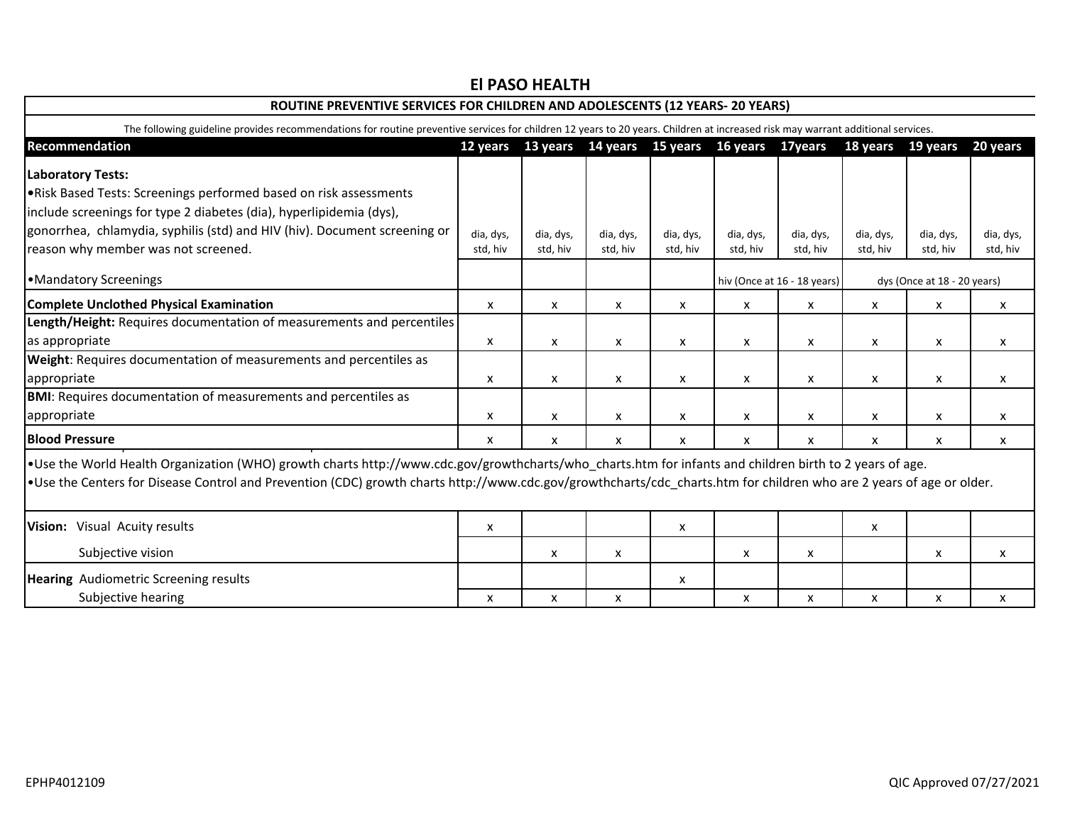## El PASO HEALTH

### ROUTINE PREVENTIVE SERVICES FOR CHILDREN AND ADOLESCENTS (12 YEARS- 20 YEARS)

The following guideline provides recommendations for routine preventive services for children 12 years to 20 years. Children at increased risk may warrant additional services.

| Recommendation | 12 years | 13 years | 14 years | 15 years | 16 years | 17years | 18 years | 19 years | 20 years |
|---|---|---|---|---|---|---|---|---|---|
| **Laboratory Tests:**<br>•Risk Based Tests: Screenings performed based on risk assessments include screenings for type 2 diabetes (dia), hyperlipidemia (dys), gonorrhea, chlamydia, syphilis (std) and HIV (hiv). Document screening or reason why member was not screened. | dia, dys, std, hiv | dia, dys, std, hiv | dia, dys, std, hiv | dia, dys, std, hiv | dia, dys, std, hiv | dia, dys, std, hiv | dia, dys, std, hiv | dia, dys, std, hiv | dia, dys, std, hiv |
| •Mandatory Screenings | | | | | hiv (Once at 16 - 18 years) | | dys (Once at 18 - 20 years) | | |
| **Complete Unclothed Physical Examination** | x | x | x | x | x | x | x | x | x |
| **Length/Height:** Requires documentation of measurements and percentiles as appropriate | x | x | x | x | x | x | x | x | x |
| **Weight**: Requires documentation of measurements and percentiles as appropriate | x | x | x | x | x | x | x | x | x |
| **BMI**: Requires documentation of measurements and percentiles as appropriate | x | x | x | x | x | x | x | x | x |
| **Blood Pressure** | x | x | x | x | x | x | x | x | x |
| •Use the World Health Organization (WHO) growth charts http://www.cdc.gov/growthcharts/who_charts.htm for infants and children birth to 2 years of age.<br>•Use the Centers for Disease Control and Prevention (CDC) growth charts http://www.cdc.gov/growthcharts/cdc_charts.htm for children who are 2 years of age or older. | | | | | | | | | |
| **Vision:** Visual Acuity results | x | | | x | | | x | | |
| Subjective vision | | x | x | | x | x | | x | x |
| **Hearing** Audiometric Screening results | | | | x | | | | | |
| Subjective hearing | x | x | x | | x | x | x | x | x |

EPHP4012109

QIC Approved 07/27/2021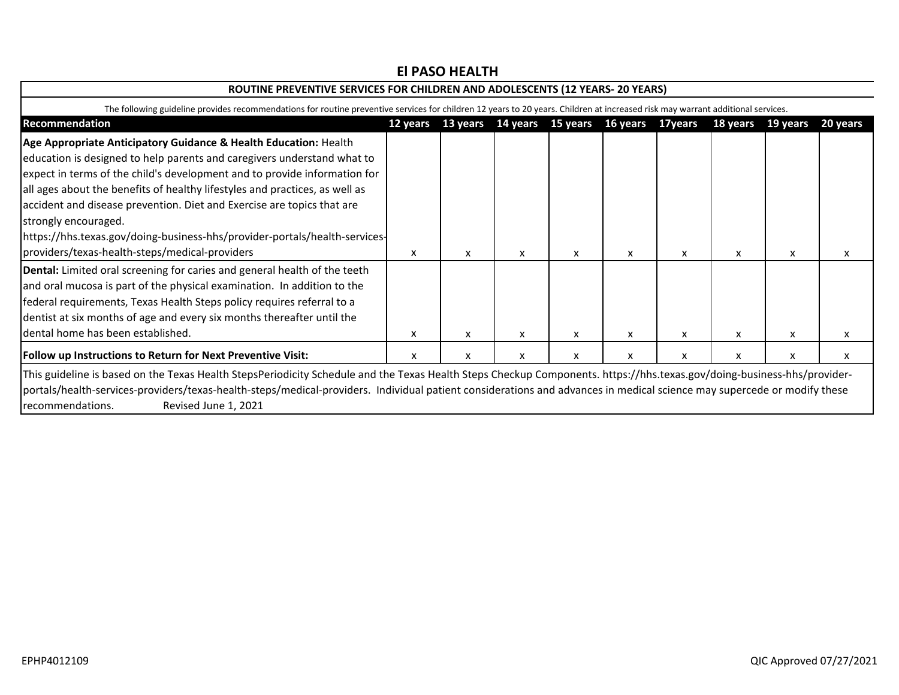## El PASO HEALTH

### ROUTINE PREVENTIVE SERVICES FOR CHILDREN AND ADOLESCENTS (12 YEARS- 20 YEARS)

The following guideline provides recommendations for routine preventive services for children 12 years to 20 years. Children at increased risk may warrant additional services.

| Recommendation | 12 years | 13 years | 14 years | 15 years | 16 years | 17years | 18 years | 19 years | 20 years |
|---|---|---|---|---|---|---|---|---|---|
| **Age Appropriate Anticipatory Guidance & Health Education:** Health education is designed to help parents and caregivers understand what to expect in terms of the child's development and to provide information for all ages about the benefits of healthy lifestyles and practices, as well as accident and disease prevention. Diet and Exercise are topics that are strongly encouraged. https://hhs.texas.gov/doing-business-hhs/provider-portals/health-services-providers/texas-health-steps/medical-providers | x | x | x | x | x | x | x | x | x |
| **Dental:** Limited oral screening for caries and general health of the teeth and oral mucosa is part of the physical examination. In addition to the federal requirements, Texas Health Steps policy requires referral to a dentist at six months of age and every six months thereafter until the dental home has been established. | x | x | x | x | x | x | x | x | x |
| **Follow up Instructions to Return for Next Preventive Visit:** | x | x | x | x | x | x | x | x | x |

This guideline is based on the Texas Health StepsPeriodicity Schedule and the Texas Health Steps Checkup Components. https://hhs.texas.gov/doing-business-hhs/provider-portals/health-services-providers/texas-health-steps/medical-providers. Individual patient considerations and advances in medical science may supercede or modify these recommendations. Revised June 1, 2021

EPHP4012109

QIC Approved 07/27/2021